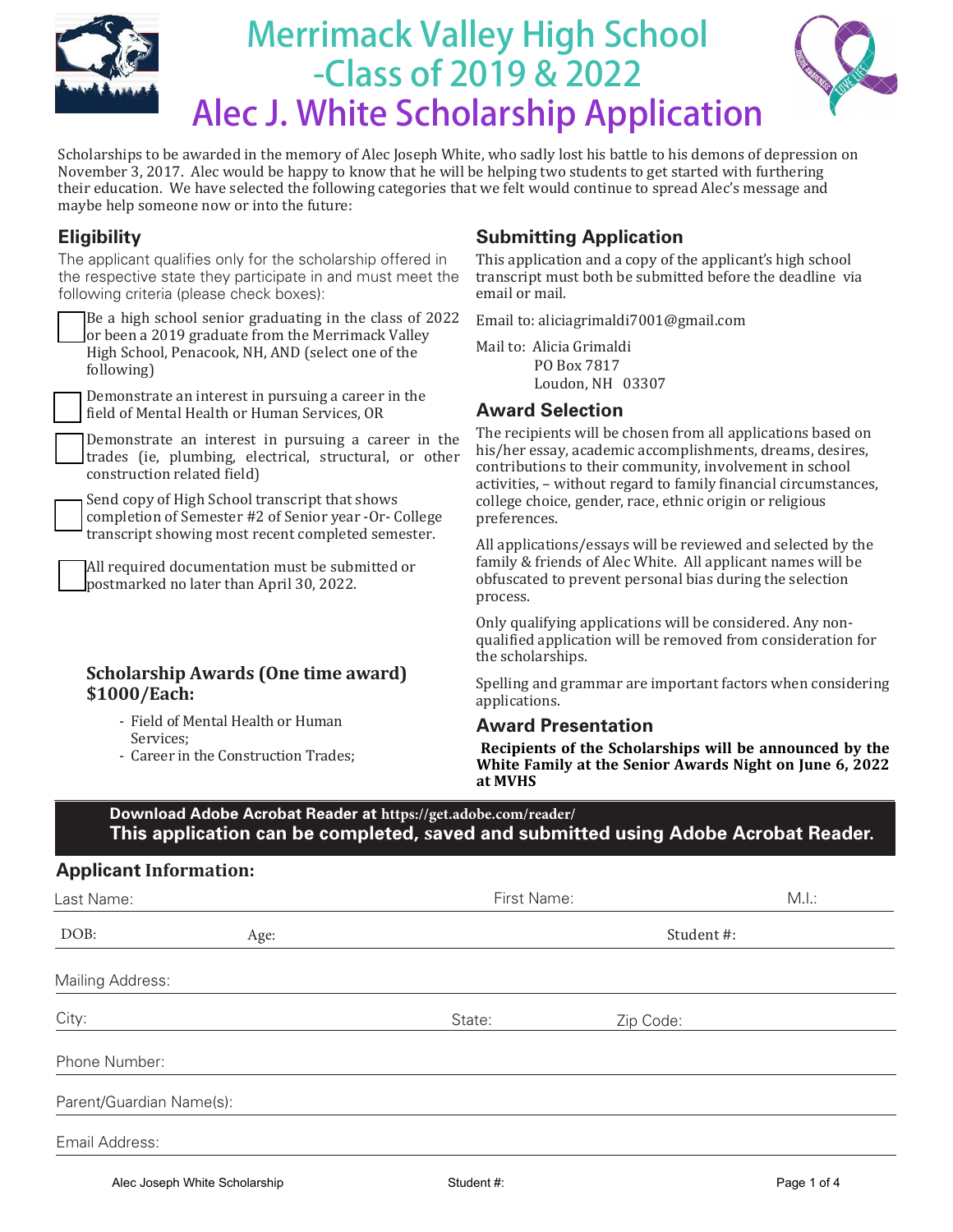# Merrimack Valley High School -Class of 2019 & 2022

# Alec J. White Scholarship Application

Scholarships to be awarded in the memory of Alec Joseph White, who sadly lost his battle to his demons of depression on November 3, 2017. Alec would be happy to know that he will be helping two students to get started with furthering their education. We have selected the following categories that we felt would continue to spread Alec's message and maybe help someone now or into the future:

## Eligibility

The applicant qualifies only for the scholarship offered in the respective state they participate in and must meet the following criteria (please check boxes):

- ☐ Be a high school senior graduating in the class of 2022 or been a 2019 graduate from the Merrimack Valley High School, Penacook, NH, AND (select one of the following)
- ☐ Demonstrate an interest in pursuing a career in the field of Mental Health or Human Services, OR
- ☐ Demonstrate an interest in pursuing a career in the trades (ie, plumbing, electrical, structural, or other construction related field)
- ☐ Send copy of High School transcript that shows completion of Semester #2 of Senior year -Or- College transcript showing most recent completed semester.
- ☐ All required documentation must be submitted or postmarked no later than April 30, 2022.

### Scholarship Awards (One time award) $1000/Each:

- Field of Mental Health or Human Services;
- Career in the Construction Trades;

## Submitting Application

This application and a copy of the applicant's high school transcript must both be submitted before the deadline via email or mail.

Email to: aliciagrimaldi7001@gmail.com

Mail to: Alicia Grimaldi
PO Box 7817
Loudon, NH 03307

## Award Selection

The recipients will be chosen from all applications based on his/her essay, academic accomplishments, dreams, desires, contributions to their community, involvement in school activities, – without regard to family financial circumstances, college choice, gender, race, ethnic origin or religious preferences.

All applications/essays will be reviewed and selected by the family & friends of Alec White. All applicant names will be obfuscated to prevent personal bias during the selection process.

Only qualifying applications will be considered. Any non-qualified application will be removed from consideration for the scholarships.

Spelling and grammar are important factors when considering applications.

## Award Presentation

**Recipients of the Scholarships will be announced by the White Family at the Senior Awards Night on June 6, 2022 at MVHS**

**Download Adobe Acrobat Reader at https://get.adobe.com/reader/**
**This application can be completed, saved and submitted using Adobe Acrobat Reader.**

## Applicant Information:

Last Name: First Name: M.I.:

DOB: Age: Student #:

Mailing Address:

City: State: Zip Code:

Phone Number:

Parent/Guardian Name(s):

Email Address: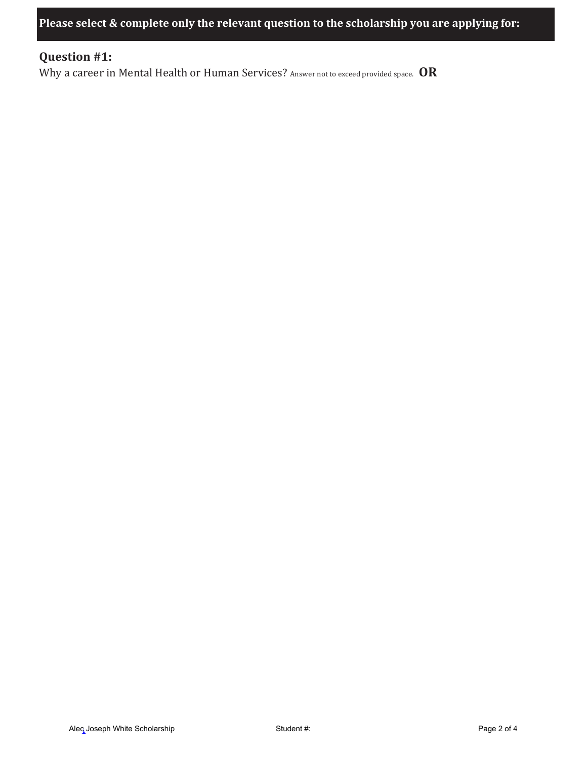**Please select & complete only the relevant question to the scholarship you are applying for:**

## Question #1:

Why a career in Mental Health or Human Services? Answer not to exceed provided space. **OR**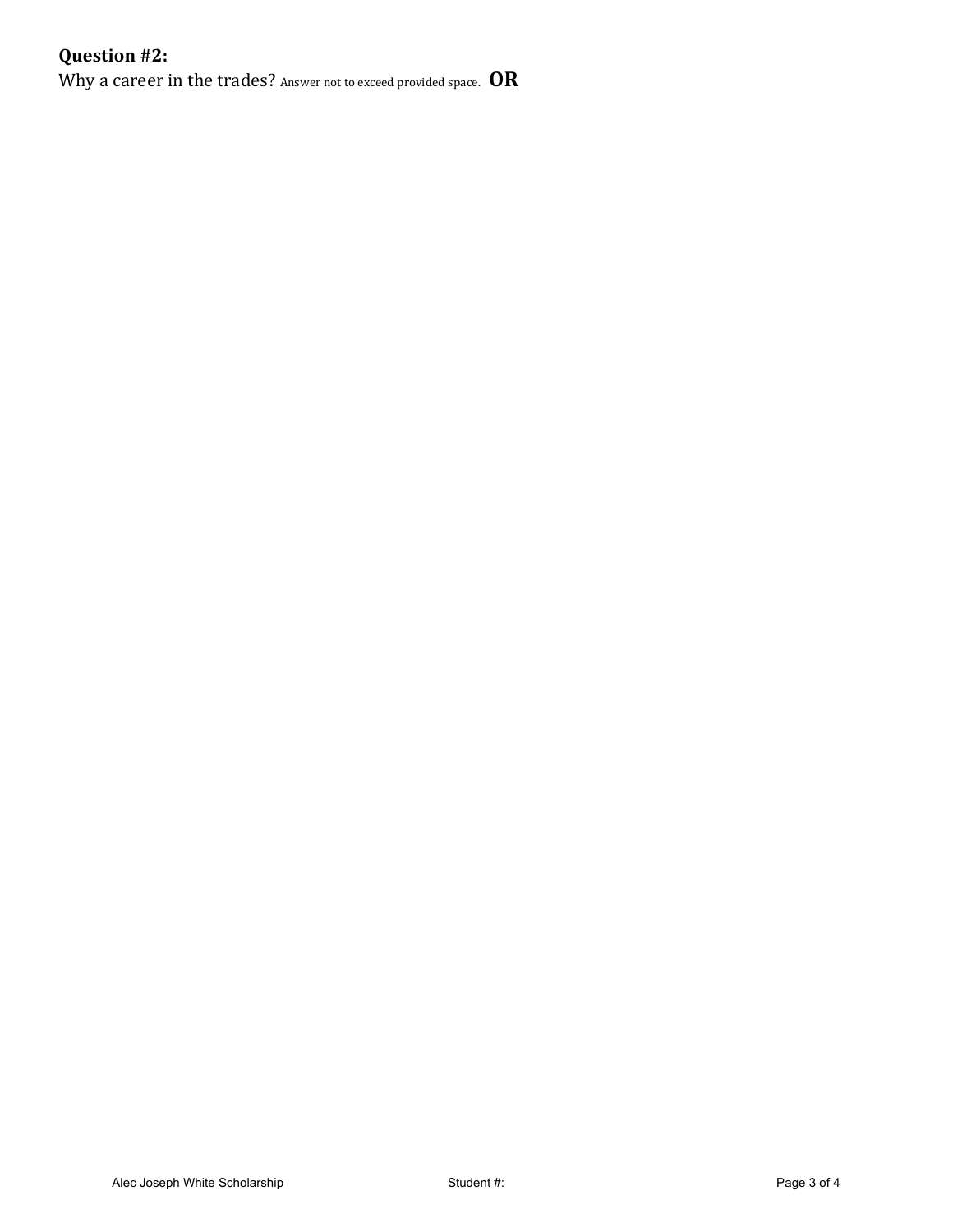**Question #2:**

Why a career in the trades? Answer not to exceed provided space. **OR**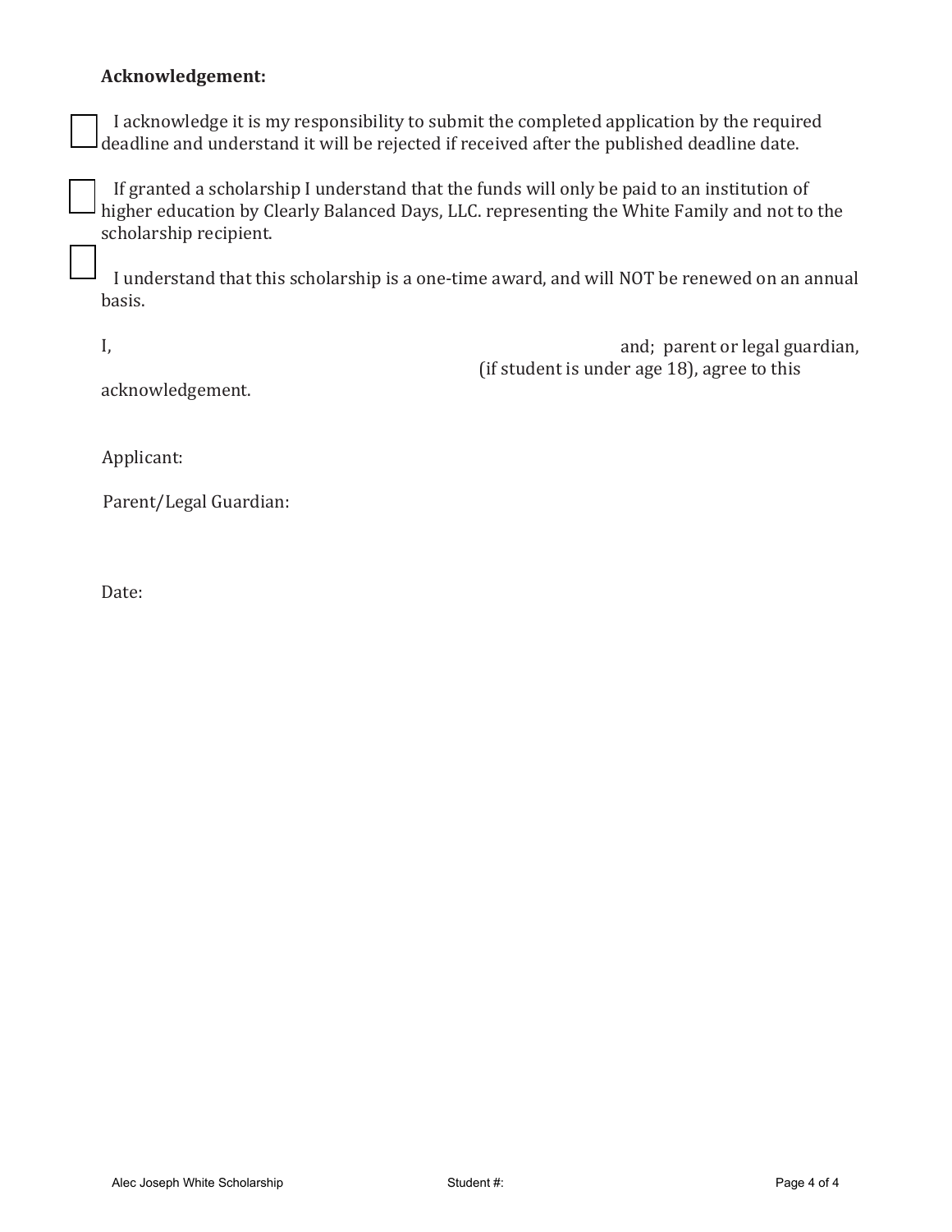**Acknowledgement:**

☐ I acknowledge it is my responsibility to submit the completed application by the required deadline and understand it will be rejected if received after the published deadline date.

☐ If granted a scholarship I understand that the funds will only be paid to an institution of higher education by Clearly Balanced Days, LLC. representing the White Family and not to the scholarship recipient.

☐ I understand that this scholarship is a one-time award, and will NOT be renewed on an annual basis.

I, and; parent or legal guardian, (if student is under age 18), agree to this acknowledgement.

Applicant:

Parent/Legal Guardian:

Date:

Student #: